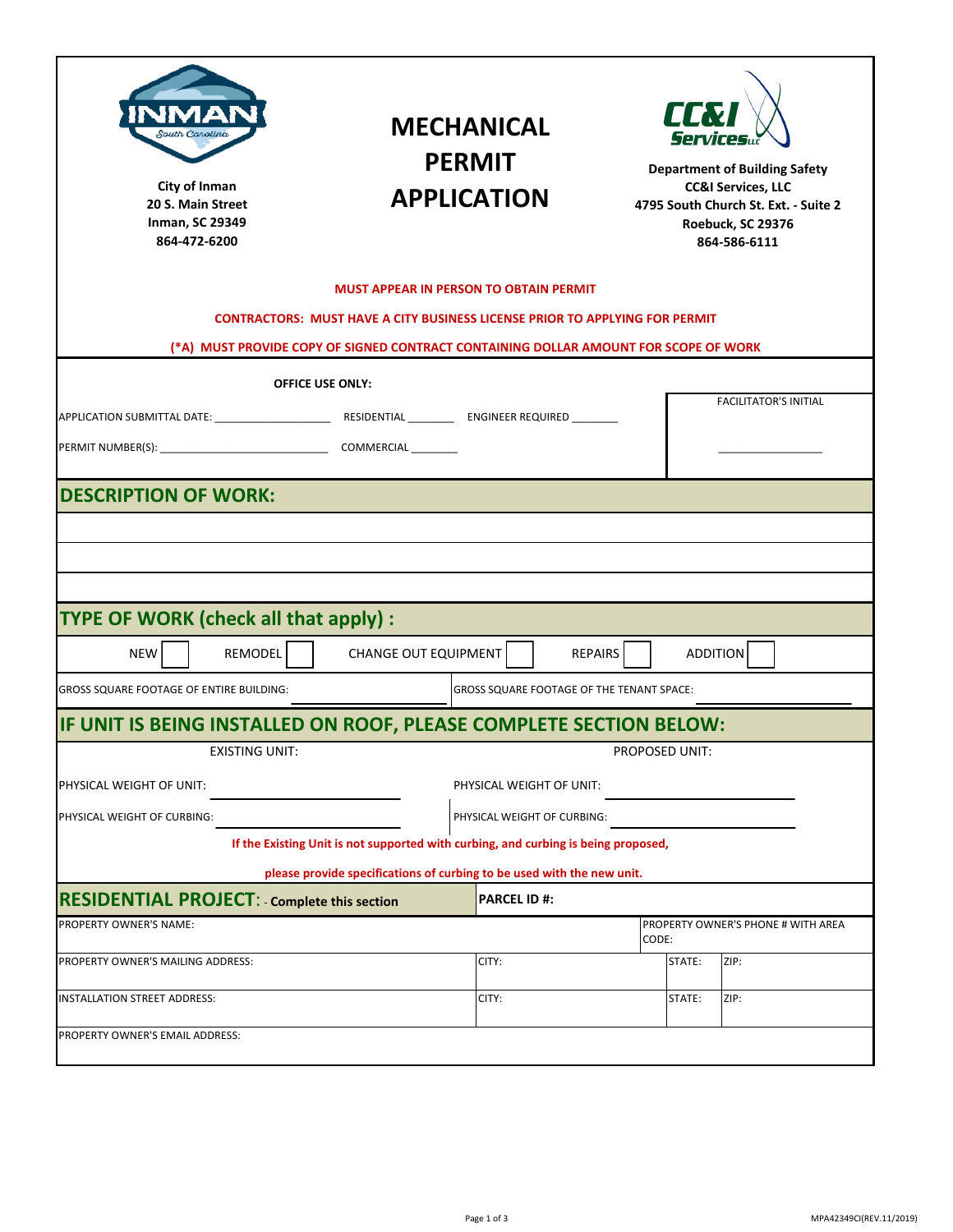City of Inman
20 S. Main Street
Inman, SC 29349
864-472-6200

# MECHANICAL PERMIT APPLICATION

Department of Building Safety
CC&I Services, LLC
4795 South Church St. Ext. - Suite 2
Roebuck, SC 29376
864-586-6111

**MUST APPEAR IN PERSON TO OBTAIN PERMIT**

**CONTRACTORS: MUST HAVE A CITY BUSINESS LICENSE PRIOR TO APPLYING FOR PERMIT**

**(*A) MUST PROVIDE COPY OF SIGNED CONTRACT CONTAINING DOLLAR AMOUNT FOR SCOPE OF WORK**

**OFFICE USE ONLY:**

APPLICATION SUBMITTAL DATE: ___________________ RESIDENTIAL ________ ENGINEER REQUIRED ________

PERMIT NUMBER(S): ____________________________ COMMERCIAL ________

FACILITATOR'S INITIAL ________________

## DESCRIPTION OF WORK:

&nbsp;

## TYPE OF WORK (check all that apply) :

NEW ☐ REMODEL ☐ CHANGE OUT EQUIPMENT ☐ REPAIRS ☐ ADDITION ☐

GROSS SQUARE FOOTAGE OF ENTIRE BUILDING: ________________ GROSS SQUARE FOOTAGE OF THE TENANT SPACE: ________________

## IF UNIT IS BEING INSTALLED ON ROOF, PLEASE COMPLETE SECTION BELOW:

| EXISTING UNIT: | PROPOSED UNIT: |
|---|---|
| PHYSICAL WEIGHT OF UNIT: ________________ | PHYSICAL WEIGHT OF UNIT: ________________ |
| PHYSICAL WEIGHT OF CURBING: ________________ | PHYSICAL WEIGHT OF CURBING: ________________ |

**If the Existing Unit is not supported with curbing, and curbing is being proposed,**

**please provide specifications of curbing to be used with the new unit.**

## RESIDENTIAL PROJECT: - Complete this section

**PARCEL ID #:**

| PROPERTY OWNER'S NAME: | | | PROPERTY OWNER'S PHONE # WITH AREA CODE: |
|---|---|---|---|
| PROPERTY OWNER'S MAILING ADDRESS: | CITY: | STATE: | ZIP: |
| INSTALLATION STREET ADDRESS: | CITY: | STATE: | ZIP: |
| PROPERTY OWNER'S EMAIL ADDRESS: | | | |

MPA42349CI(REV.11/2019)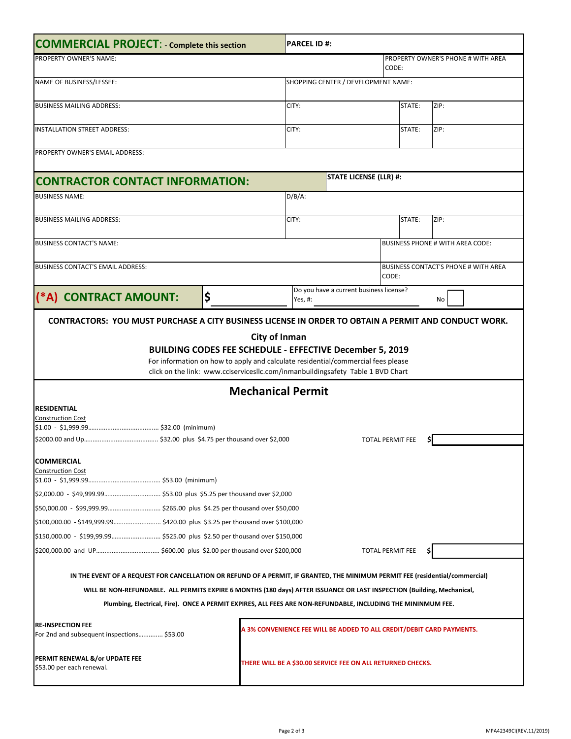| **COMMERCIAL PROJECT**: - **Complete this section** | | **PARCEL ID #:** | | |
|---|---|---|---|---|
| PROPERTY OWNER'S NAME: | | | PROPERTY OWNER'S PHONE # WITH AREA CODE: | |
| NAME OF BUSINESS/LESSEE: | | SHOPPING CENTER / DEVELOPMENT NAME: | | |
| BUSINESS MAILING ADDRESS: | | CITY: | STATE: | ZIP: |
| INSTALLATION STREET ADDRESS: | | CITY: | STATE: | ZIP: |
| PROPERTY OWNER'S EMAIL ADDRESS: | | | | |

| **CONTRACTOR CONTACT INFORMATION:** | | **STATE LICENSE (LLR) #:** | | |
|---|---|---|---|---|
| BUSINESS NAME: | | D/B/A: | | |
| BUSINESS MAILING ADDRESS: | | CITY: | STATE: | ZIP: |
| BUSINESS CONTACT'S NAME: | | | BUSINESS PHONE # WITH AREA CODE: | |
| BUSINESS CONTACT'S EMAIL ADDRESS: | | | BUSINESS CONTACT'S PHONE # WITH AREA CODE: | |
| **(*A) CONTRACT AMOUNT:** | **$** | Do you have a current business license? Yes, #: | No | |

**CONTRACTORS: YOU MUST PURCHASE A CITY BUSINESS LICENSE IN ORDER TO OBTAIN A PERMIT AND CONDUCT WORK.**

**City of Inman**

**BUILDING CODES FEE SCHEDULE - EFFECTIVE December 5, 2019**

For information on how to apply and calculate residential/commercial fees please click on the link: www.cciservicesllc.com/inmanbuildingsafety Table 1 BVD Chart

## Mechanical Permit

**RESIDENTIAL**

Construction Cost

$1.00 - $1,999.99....................................... $32.00 (minimum)

$2000.00 and Up......................................... $32.00 plus $4.75 per thousand over $2,000

TOTAL PERMIT FEE $

**COMMERCIAL**

Construction Cost

$1.00 - $1,999.99........................................ $53.00 (minimum)

$2,000.00 - $49,999.99................................ $53.00 plus $5.25 per thousand over $2,000

$50,000.00 - $99,999.99............................. $265.00 plus $4.25 per thousand over $50,000

$100,000.00 - $149,999.99........................... $420.00 plus $3.25 per thousand over $100,000

$150,000.00 - $199,99.99............................ $525.00 plus $2.50 per thousand over $150,000

$200,000.00 and UP.................................... $600.00 plus $2.00 per thousand over $200,000

TOTAL PERMIT FEE $

**IN THE EVENT OF A REQUEST FOR CANCELLATION OR REFUND OF A PERMIT, IF GRANTED, THE MINIMUM PERMIT FEE (residential/commercial) WILL BE NON-REFUNDABLE. ALL PERMITS EXPIRE 6 MONTHS (180 days) AFTER ISSUANCE OR LAST INSPECTION (Building, Mechanical, Plumbing, Electrical, Fire). ONCE A PERMIT EXPIRES, ALL FEES ARE NON-REFUNDABLE, INCLUDING THE MININMUM FEE.**

**RE-INSPECTION FEE**
For 2nd and subsequent inspections.............. $53.00

**A 3% CONVENIENCE FEE WILL BE ADDED TO ALL CREDIT/DEBIT CARD PAYMENTS.**

**PERMIT RENEWAL &/or UPDATE FEE**
$53.00 per each renewal.

**THERE WILL BE A $30.00 SERVICE FEE ON ALL RETURNED CHECKS.**

MPA42349CI(REV.11/2019)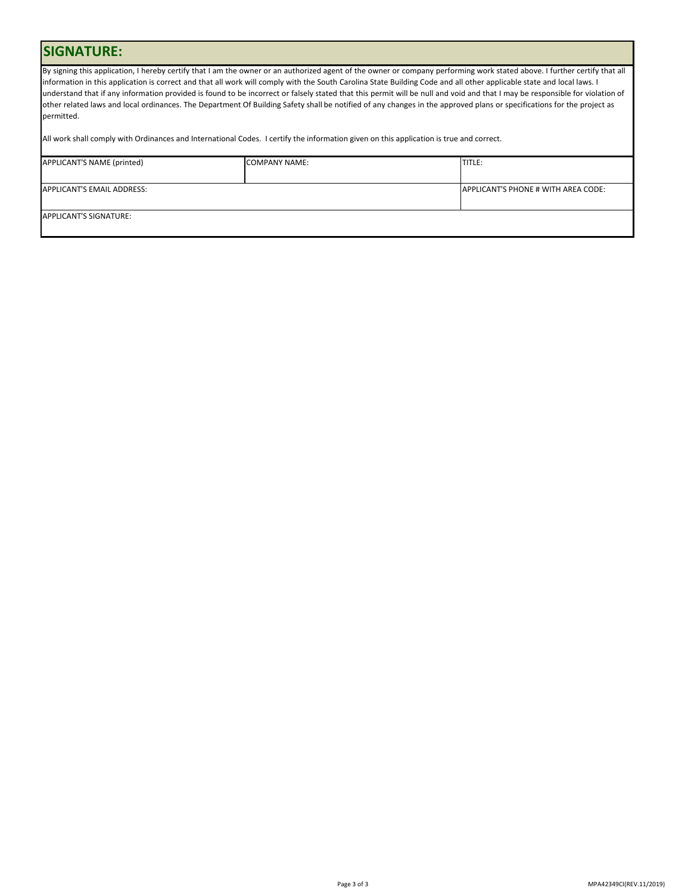## SIGNATURE:

By signing this application, I hereby certify that I am the owner or an authorized agent of the owner or company performing work stated above. I further certify that all information in this application is correct and that all work will comply with the South Carolina State Building Code and all other applicable state and local laws. I understand that if any information provided is found to be incorrect or falsely stated that this permit will be null and void and that I may be responsible for violation of other related laws and local ordinances. The Department Of Building Safety shall be notified of any changes in the approved plans or specifications for the project as permitted.

All work shall comply with Ordinances and International Codes. I certify the information given on this application is true and correct.

| | | |
|---|---|---|
| APPLICANT'S NAME (printed) | COMPANY NAME: | TITLE: |
| APPLICANT'S EMAIL ADDRESS: | | APPLICANT'S PHONE # WITH AREA CODE: |
| APPLICANT'S SIGNATURE: | | |

MPA42349CI(REV.11/2019)